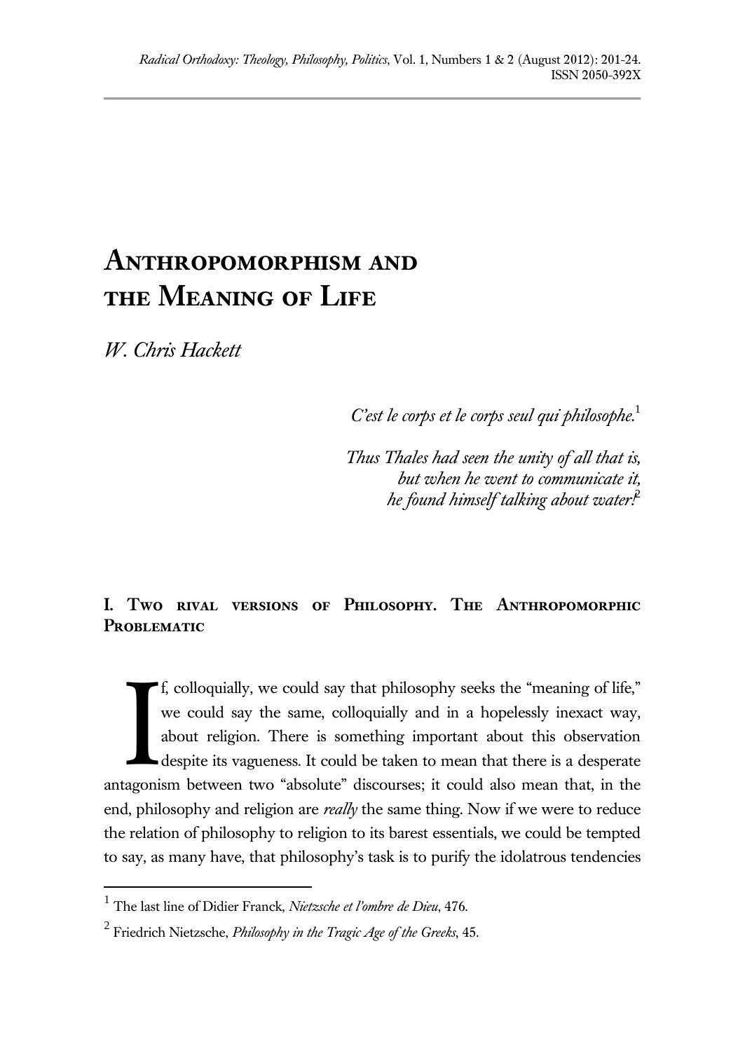# Anthropomorphism and the Meaning of Life

*W. Chris Hackett*

*C'est le corps et le corps seul qui philosophe.*[1]

*Thus Thales had seen the unity of all that is, but when he went to communicate it, he found himself talking about water!*[2]

## I. Two rival versions of Philosophy. The Anthropomorphic Problematic

If, colloquially, we could say that philosophy seeks the "meaning of life," we could say the same, colloquially and in a hopelessly inexact way, about religion. There is something important about this observation despite its vagueness. It could be taken to mean that there is a desperate antagonism between two "absolute" discourses; it could also mean that, in the end, philosophy and religion are *really* the same thing. Now if we were to reduce the relation of philosophy to religion to its barest essentials, we could be tempted to say, as many have, that philosophy's task is to purify the idolatrous tendencies

---

[1] The last line of Didier Franck, *Nietzsche et l'ombre de Dieu*, 476.

[2] Friedrich Nietzsche, *Philosophy in the Tragic Age of the Greeks*, 45.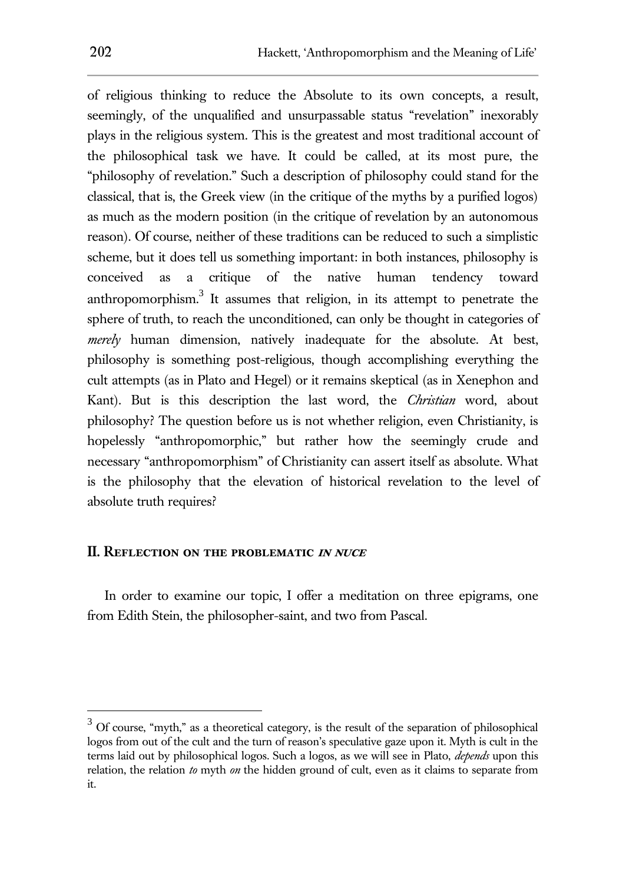of religious thinking to reduce the Absolute to its own concepts, a result, seemingly, of the unqualified and unsurpassable status "revelation" inexorably plays in the religious system. This is the greatest and most traditional account of the philosophical task we have. It could be called, at its most pure, the "philosophy of revelation." Such a description of philosophy could stand for the classical, that is, the Greek view (in the critique of the myths by a purified logos) as much as the modern position (in the critique of revelation by an autonomous reason). Of course, neither of these traditions can be reduced to such a simplistic scheme, but it does tell us something important: in both instances, philosophy is conceived as a critique of the native human tendency toward anthropomorphism.[3] It assumes that religion, in its attempt to penetrate the sphere of truth, to reach the unconditioned, can only be thought in categories of *merely* human dimension, natively inadequate for the absolute. At best, philosophy is something post-religious, though accomplishing everything the cult attempts (as in Plato and Hegel) or it remains skeptical (as in Xenephon and Kant). But is this description the last word, the *Christian* word, about philosophy? The question before us is not whether religion, even Christianity, is hopelessly "anthropomorphic," but rather how the seemingly crude and necessary "anthropomorphism" of Christianity can assert itself as absolute. What is the philosophy that the elevation of historical revelation to the level of absolute truth requires?

## II. Reflection on the problematic *in nuce*

In order to examine our topic, I offer a meditation on three epigrams, one from Edith Stein, the philosopher-saint, and two from Pascal.

---

[3] Of course, "myth," as a theoretical category, is the result of the separation of philosophical logos from out of the cult and the turn of reason's speculative gaze upon it. Myth is cult in the terms laid out by philosophical logos. Such a logos, as we will see in Plato, *depends* upon this relation, the relation *to* myth *on* the hidden ground of cult, even as it claims to separate from it.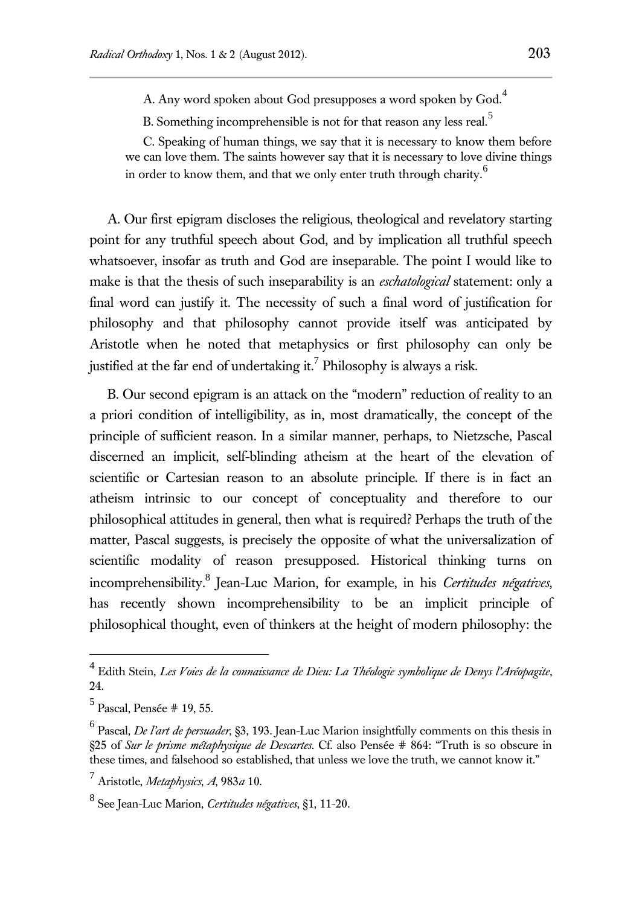A. Any word spoken about God presupposes a word spoken by God.[4]

B. Something incomprehensible is not for that reason any less real.[5]

C. Speaking of human things, we say that it is necessary to know them before we can love them. The saints however say that it is necessary to love divine things in order to know them, and that we only enter truth through charity.[6]

A. Our first epigram discloses the religious, theological and revelatory starting point for any truthful speech about God, and by implication all truthful speech whatsoever, insofar as truth and God are inseparable. The point I would like to make is that the thesis of such inseparability is an *eschatological* statement: only a final word can justify it. The necessity of such a final word of justification for philosophy and that philosophy cannot provide itself was anticipated by Aristotle when he noted that metaphysics or first philosophy can only be justified at the far end of undertaking it.[7] Philosophy is always a risk.

B. Our second epigram is an attack on the "modern" reduction of reality to an a priori condition of intelligibility, as in, most dramatically, the concept of the principle of sufficient reason. In a similar manner, perhaps, to Nietzsche, Pascal discerned an implicit, self-blinding atheism at the heart of the elevation of scientific or Cartesian reason to an absolute principle. If there is in fact an atheism intrinsic to our concept of conceptuality and therefore to our philosophical attitudes in general, then what is required? Perhaps the truth of the matter, Pascal suggests, is precisely the opposite of what the universalization of scientific modality of reason presupposed. Historical thinking turns on incomprehensibility.[8] Jean-Luc Marion, for example, in his *Certitudes négatives*, has recently shown incomprehensibility to be an implicit principle of philosophical thought, even of thinkers at the height of modern philosophy: the

---

[4] Edith Stein, *Les Voies de la connaissance de Dieu: La Théologie symbolique de Denys l'Aréopagite*, 24.

[5] Pascal, Pensée # 19, 55.

[6] Pascal, *De l'art de persuader*, §3, 193. Jean-Luc Marion insightfully comments on this thesis in §25 of *Sur le prisme métaphysique de Descartes*. Cf. also Pensée # 864: "Truth is so obscure in these times, and falsehood so established, that unless we love the truth, we cannot know it."

[7] Aristotle, *Metaphysics*, *A*, 983*a* 10.

[8] See Jean-Luc Marion, *Certitudes négatives*, §1, 11-20.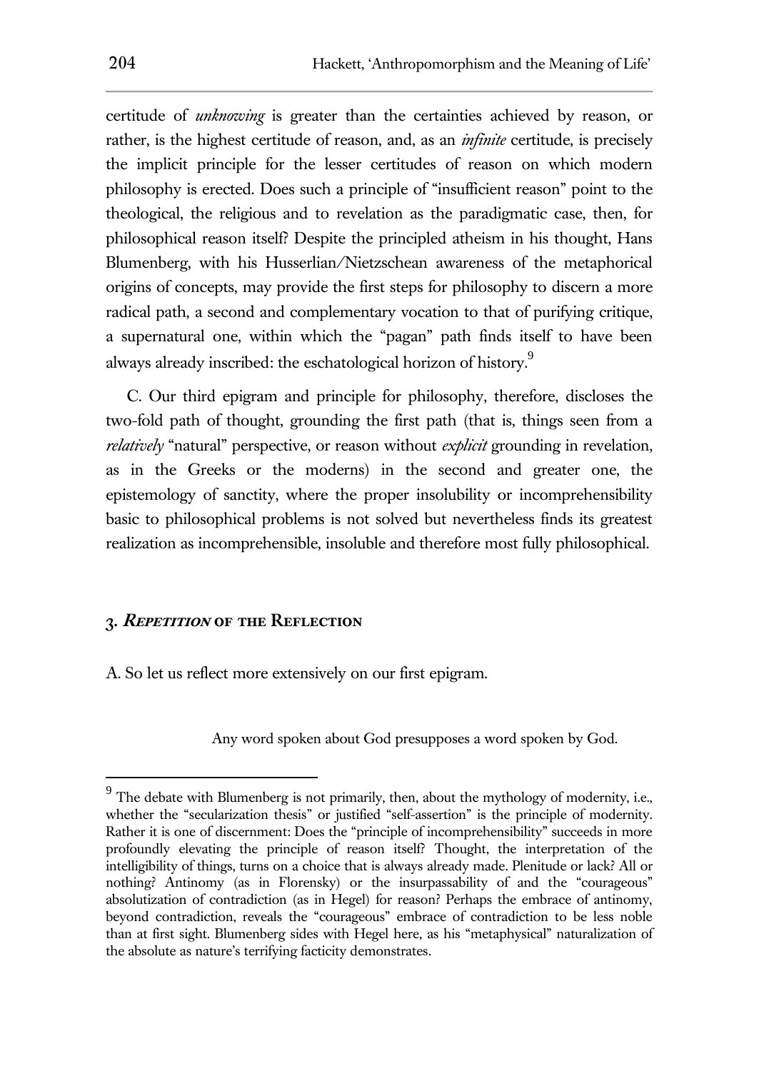certitude of *unknowing* is greater than the certainties achieved by reason, or rather, is the highest certitude of reason, and, as an *infinite* certitude, is precisely the implicit principle for the lesser certitudes of reason on which modern philosophy is erected. Does such a principle of "insufficient reason" point to the theological, the religious and to revelation as the paradigmatic case, then, for philosophical reason itself? Despite the principled atheism in his thought, Hans Blumenberg, with his Husserlian/Nietzschean awareness of the metaphorical origins of concepts, may provide the first steps for philosophy to discern a more radical path, a second and complementary vocation to that of purifying critique, a supernatural one, within which the "pagan" path finds itself to have been always already inscribed: the eschatological horizon of history.[9]

C. Our third epigram and principle for philosophy, therefore, discloses the two-fold path of thought, grounding the first path (that is, things seen from a *relatively* "natural" perspective, or reason without *explicit* grounding in revelation, as in the Greeks or the moderns) in the second and greater one, the epistemology of sanctity, where the proper insolubility or incomprehensibility basic to philosophical problems is not solved but nevertheless finds its greatest realization as incomprehensible, insoluble and therefore most fully philosophical.

## 3. *Repetition* of the Reflection

A. So let us reflect more extensively on our first epigram.

> Any word spoken about God presupposes a word spoken by God.

[9] The debate with Blumenberg is not primarily, then, about the mythology of modernity, i.e., whether the "secularization thesis" or justified "self-assertion" is the principle of modernity. Rather it is one of discernment: Does the "principle of incomprehensibility" succeeds in more profoundly elevating the principle of reason itself? Thought, the interpretation of the intelligibility of things, turns on a choice that is always already made. Plenitude or lack? All or nothing? Antinomy (as in Florensky) or the insurpassability of and the "courageous" absolutization of contradiction (as in Hegel) for reason? Perhaps the embrace of antinomy, beyond contradiction, reveals the "courageous" embrace of contradiction to be less noble than at first sight. Blumenberg sides with Hegel here, as his "metaphysical" naturalization of the absolute as nature's terrifying facticity demonstrates.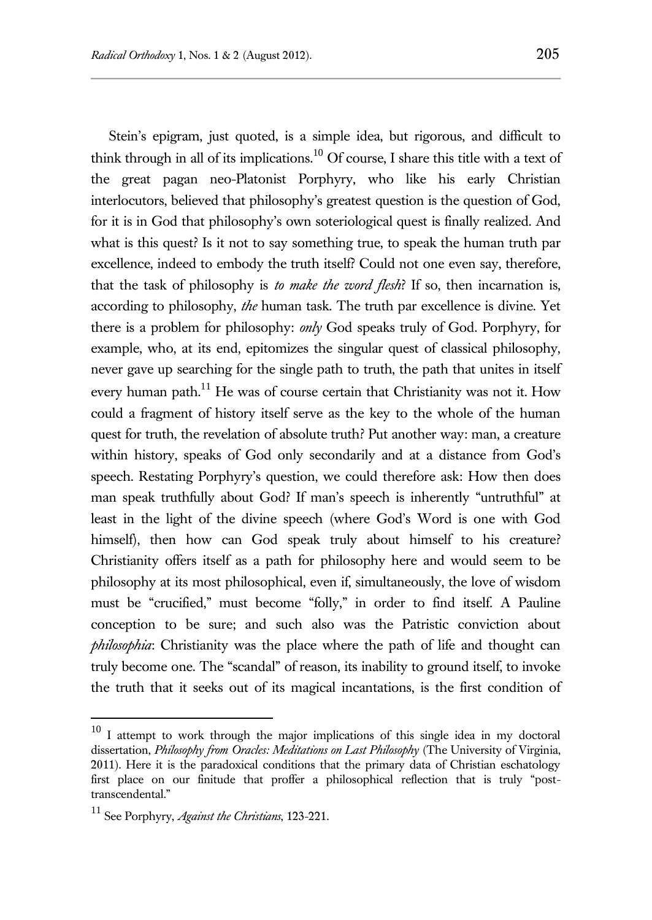Stein's epigram, just quoted, is a simple idea, but rigorous, and difficult to think through in all of its implications.[10] Of course, I share this title with a text of the great pagan neo-Platonist Porphyry, who like his early Christian interlocutors, believed that philosophy's greatest question is the question of God, for it is in God that philosophy's own soteriological quest is finally realized. And what is this quest? Is it not to say something true, to speak the human truth par excellence, indeed to embody the truth itself? Could not one even say, therefore, that the task of philosophy is *to make the word flesh*? If so, then incarnation is, according to philosophy, *the* human task. The truth par excellence is divine. Yet there is a problem for philosophy: *only* God speaks truly of God. Porphyry, for example, who, at its end, epitomizes the singular quest of classical philosophy, never gave up searching for the single path to truth, the path that unites in itself every human path.[11] He was of course certain that Christianity was not it. How could a fragment of history itself serve as the key to the whole of the human quest for truth, the revelation of absolute truth? Put another way: man, a creature within history, speaks of God only secondarily and at a distance from God's speech. Restating Porphyry's question, we could therefore ask: How then does man speak truthfully about God? If man's speech is inherently "untruthful" at least in the light of the divine speech (where God's Word is one with God himself), then how can God speak truly about himself to his creature? Christianity offers itself as a path for philosophy here and would seem to be philosophy at its most philosophical, even if, simultaneously, the love of wisdom must be "crucified," must become "folly," in order to find itself. A Pauline conception to be sure; and such also was the Patristic conviction about *philosophia*: Christianity was the place where the path of life and thought can truly become one. The "scandal" of reason, its inability to ground itself, to invoke the truth that it seeks out of its magical incantations, is the first condition of

---

[10] I attempt to work through the major implications of this single idea in my doctoral dissertation, *Philosophy from Oracles: Meditations on Last Philosophy* (The University of Virginia, 2011). Here it is the paradoxical conditions that the primary data of Christian eschatology first place on our finitude that proffer a philosophical reflection that is truly "post-transcendental."

[11] See Porphyry, *Against the Christians*, 123-221.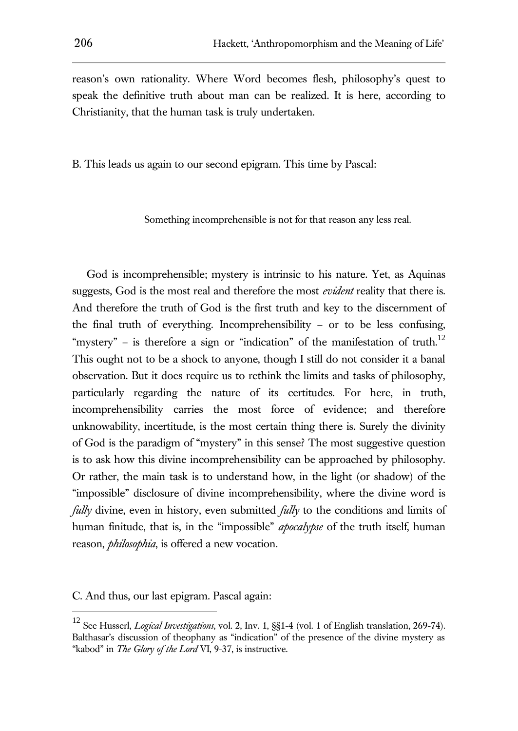reason's own rationality. Where Word becomes flesh, philosophy's quest to speak the definitive truth about man can be realized. It is here, according to Christianity, that the human task is truly undertaken.

B. This leads us again to our second epigram. This time by Pascal:

> Something incomprehensible is not for that reason any less real.

God is incomprehensible; mystery is intrinsic to his nature. Yet, as Aquinas suggests, God is the most real and therefore the most *evident* reality that there is. And therefore the truth of God is the first truth and key to the discernment of the final truth of everything. Incomprehensibility – or to be less confusing, "mystery" – is therefore a sign or "indication" of the manifestation of truth.[12] This ought not to be a shock to anyone, though I still do not consider it a banal observation. But it does require us to rethink the limits and tasks of philosophy, particularly regarding the nature of its certitudes. For here, in truth, incomprehensibility carries the most force of evidence; and therefore unknowability, incertitude, is the most certain thing there is. Surely the divinity of God is the paradigm of "mystery" in this sense? The most suggestive question is to ask how this divine incomprehensibility can be approached by philosophy. Or rather, the main task is to understand how, in the light (or shadow) of the "impossible" disclosure of divine incomprehensibility, where the divine word is *fully* divine, even in history, even submitted *fully* to the conditions and limits of human finitude, that is, in the "impossible" *apocalypse* of the truth itself, human reason, *philosophia*, is offered a new vocation.

C. And thus, our last epigram. Pascal again:

---

[12] See Husserl, *Logical Investigations*, vol. 2, Inv. 1, §§1-4 (vol. 1 of English translation, 269-74). Balthasar's discussion of theophany as "indication" of the presence of the divine mystery as "kabod" in *The Glory of the Lord* VI, 9-37, is instructive.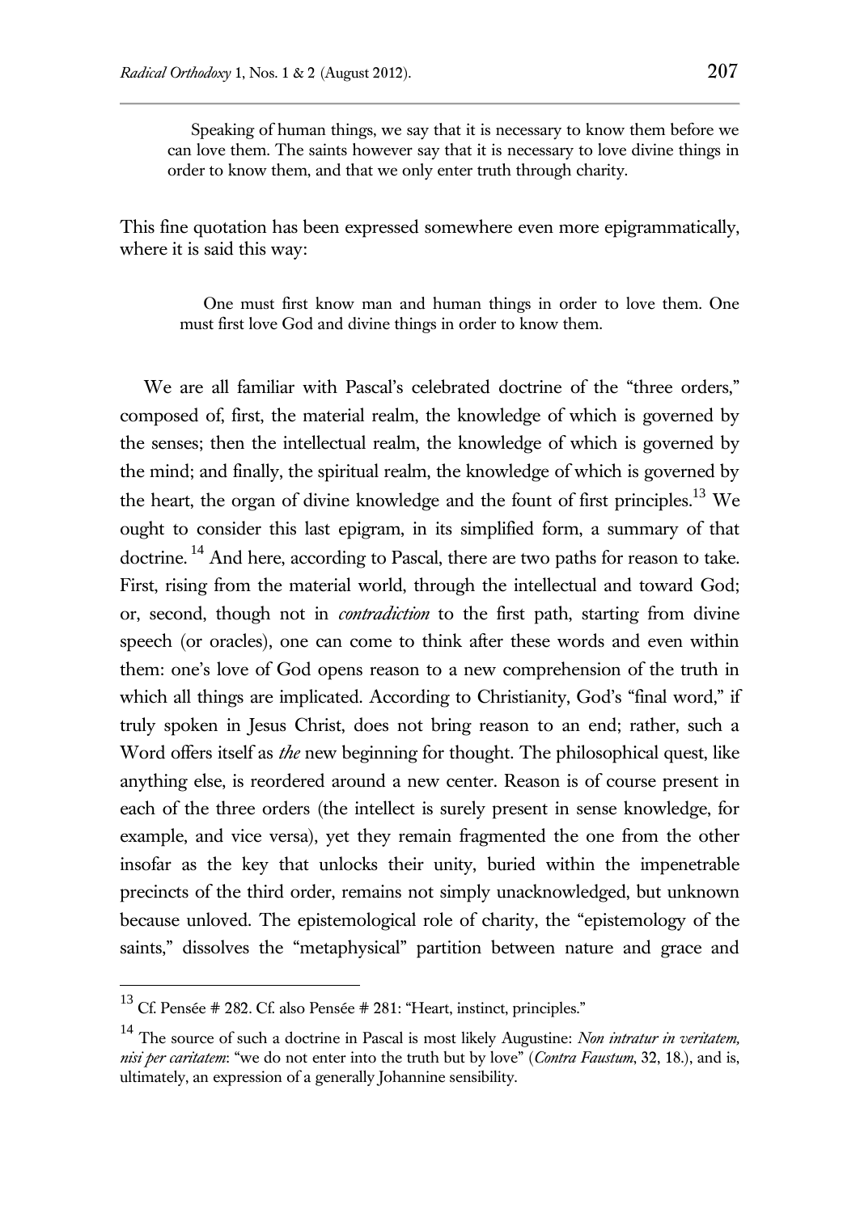> Speaking of human things, we say that it is necessary to know them before we can love them. The saints however say that it is necessary to love divine things in order to know them, and that we only enter truth through charity.

This fine quotation has been expressed somewhere even more epigrammatically, where it is said this way:

> One must first know man and human things in order to love them. One must first love God and divine things in order to know them.

We are all familiar with Pascal's celebrated doctrine of the "three orders," composed of, first, the material realm, the knowledge of which is governed by the senses; then the intellectual realm, the knowledge of which is governed by the mind; and finally, the spiritual realm, the knowledge of which is governed by the heart, the organ of divine knowledge and the fount of first principles.[13] We ought to consider this last epigram, in its simplified form, a summary of that doctrine.[14] And here, according to Pascal, there are two paths for reason to take. First, rising from the material world, through the intellectual and toward God; or, second, though not in *contradiction* to the first path, starting from divine speech (or oracles), one can come to think after these words and even within them: one's love of God opens reason to a new comprehension of the truth in which all things are implicated. According to Christianity, God's "final word," if truly spoken in Jesus Christ, does not bring reason to an end; rather, such a Word offers itself as *the* new beginning for thought. The philosophical quest, like anything else, is reordered around a new center. Reason is of course present in each of the three orders (the intellect is surely present in sense knowledge, for example, and vice versa), yet they remain fragmented the one from the other insofar as the key that unlocks their unity, buried within the impenetrable precincts of the third order, remains not simply unacknowledged, but unknown because unloved. The epistemological role of charity, the "epistemology of the saints," dissolves the "metaphysical" partition between nature and grace and

---

[13] Cf. Pensée # 282. Cf. also Pensée # 281: "Heart, instinct, principles."

[14] The source of such a doctrine in Pascal is most likely Augustine: *Non intratur in veritatem, nisi per caritatem*: "we do not enter into the truth but by love" (*Contra Faustum*, 32, 18.), and is, ultimately, an expression of a generally Johannine sensibility.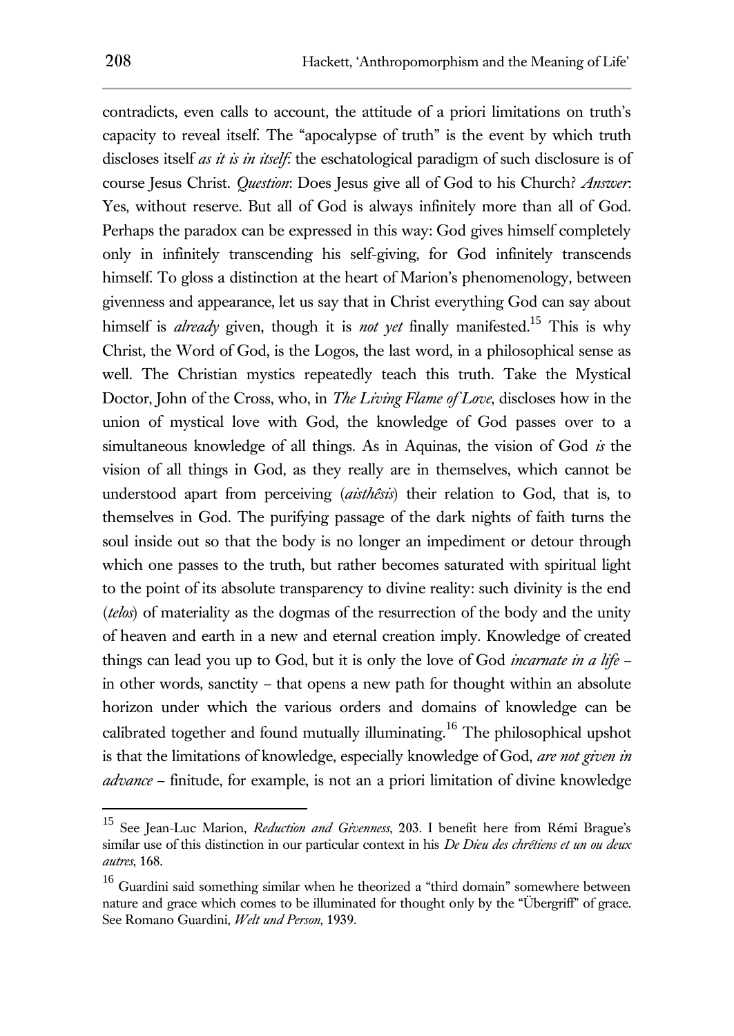contradicts, even calls to account, the attitude of a priori limitations on truth's capacity to reveal itself. The "apocalypse of truth" is the event by which truth discloses itself *as it is in itself*: the eschatological paradigm of such disclosure is of course Jesus Christ. *Question*: Does Jesus give all of God to his Church? *Answer*: Yes, without reserve. But all of God is always infinitely more than all of God. Perhaps the paradox can be expressed in this way: God gives himself completely only in infinitely transcending his self-giving, for God infinitely transcends himself. To gloss a distinction at the heart of Marion's phenomenology, between givenness and appearance, let us say that in Christ everything God can say about himself is *already* given, though it is *not yet* finally manifested.[15] This is why Christ, the Word of God, is the Logos, the last word, in a philosophical sense as well. The Christian mystics repeatedly teach this truth. Take the Mystical Doctor, John of the Cross, who, in *The Living Flame of Love*, discloses how in the union of mystical love with God, the knowledge of God passes over to a simultaneous knowledge of all things. As in Aquinas, the vision of God *is* the vision of all things in God, as they really are in themselves, which cannot be understood apart from perceiving (*aisthêsis*) their relation to God, that is, to themselves in God. The purifying passage of the dark nights of faith turns the soul inside out so that the body is no longer an impediment or detour through which one passes to the truth, but rather becomes saturated with spiritual light to the point of its absolute transparency to divine reality: such divinity is the end (*telos*) of materiality as the dogmas of the resurrection of the body and the unity of heaven and earth in a new and eternal creation imply. Knowledge of created things can lead you up to God, but it is only the love of God *incarnate in a life* – in other words, sanctity – that opens a new path for thought within an absolute horizon under which the various orders and domains of knowledge can be calibrated together and found mutually illuminating.[16] The philosophical upshot is that the limitations of knowledge, especially knowledge of God, *are not given in advance* – finitude, for example, is not an a priori limitation of divine knowledge

---

[15] See Jean-Luc Marion, *Reduction and Givenness*, 203. I benefit here from Rémi Brague's similar use of this distinction in our particular context in his *De Dieu des chrétiens et un ou deux autres*, 168.

[16] Guardini said something similar when he theorized a "third domain" somewhere between nature and grace which comes to be illuminated for thought only by the "Übergriff" of grace. See Romano Guardini, *Welt und Person*, 1939.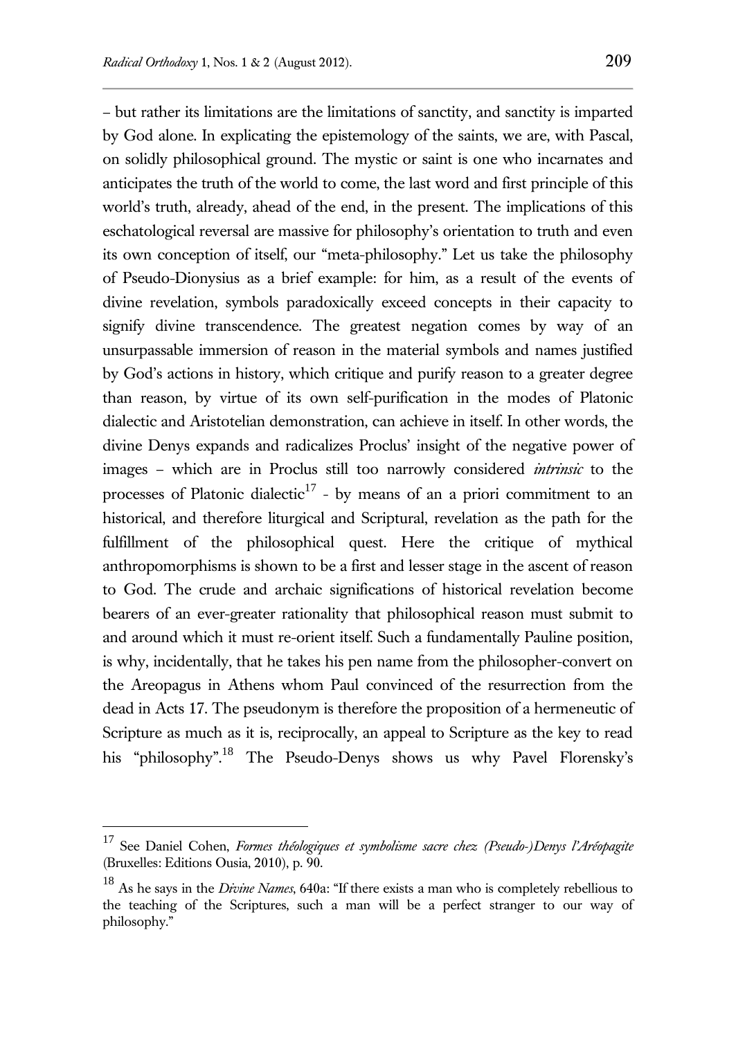– but rather its limitations are the limitations of sanctity, and sanctity is imparted by God alone. In explicating the epistemology of the saints, we are, with Pascal, on solidly philosophical ground. The mystic or saint is one who incarnates and anticipates the truth of the world to come, the last word and first principle of this world's truth, already, ahead of the end, in the present. The implications of this eschatological reversal are massive for philosophy's orientation to truth and even its own conception of itself, our "meta-philosophy." Let us take the philosophy of Pseudo-Dionysius as a brief example: for him, as a result of the events of divine revelation, symbols paradoxically exceed concepts in their capacity to signify divine transcendence. The greatest negation comes by way of an unsurpassable immersion of reason in the material symbols and names justified by God's actions in history, which critique and purify reason to a greater degree than reason, by virtue of its own self-purification in the modes of Platonic dialectic and Aristotelian demonstration, can achieve in itself. In other words, the divine Denys expands and radicalizes Proclus' insight of the negative power of images – which are in Proclus still too narrowly considered *intrinsic* to the processes of Platonic dialectic[17] - by means of an a priori commitment to an historical, and therefore liturgical and Scriptural, revelation as the path for the fulfillment of the philosophical quest. Here the critique of mythical anthropomorphisms is shown to be a first and lesser stage in the ascent of reason to God. The crude and archaic significations of historical revelation become bearers of an ever-greater rationality that philosophical reason must submit to and around which it must re-orient itself. Such a fundamentally Pauline position, is why, incidentally, that he takes his pen name from the philosopher-convert on the Areopagus in Athens whom Paul convinced of the resurrection from the dead in Acts 17. The pseudonym is therefore the proposition of a hermeneutic of Scripture as much as it is, reciprocally, an appeal to Scripture as the key to read his "philosophy".[18] The Pseudo-Denys shows us why Pavel Florensky's

---

[17] See Daniel Cohen, *Formes théologiques et symbolisme sacre chez (Pseudo-)Denys l'Aréopagite* (Bruxelles: Editions Ousia, 2010), p. 90.

[18] As he says in the *Divine Names*, 640a: "If there exists a man who is completely rebellious to the teaching of the Scriptures, such a man will be a perfect stranger to our way of philosophy."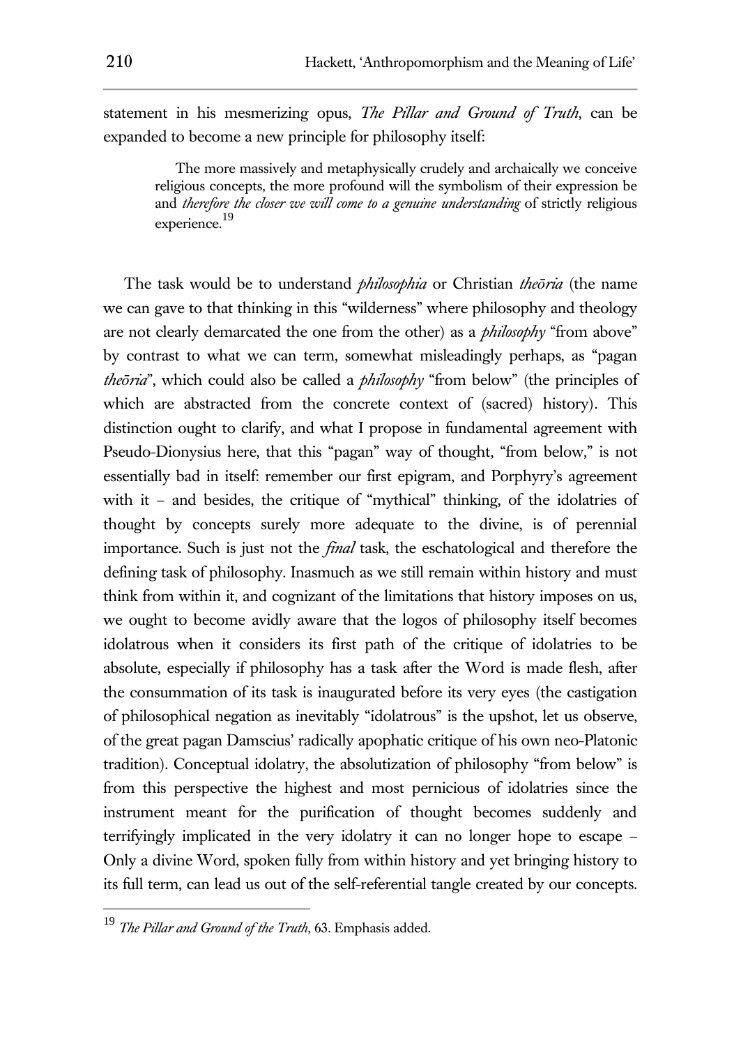statement in his mesmerizing opus, *The Pillar and Ground of Truth*, can be expanded to become a new principle for philosophy itself:

> The more massively and metaphysically crudely and archaically we conceive religious concepts, the more profound will the symbolism of their expression be and *therefore the closer we will come to a genuine understanding* of strictly religious experience.[19]

The task would be to understand *philosophia* or Christian *theōria* (the name we can gave to that thinking in this "wilderness" where philosophy and theology are not clearly demarcated the one from the other) as a *philosophy* "from above" by contrast to what we can term, somewhat misleadingly perhaps, as "pagan *theōria*", which could also be called a *philosophy* "from below" (the principles of which are abstracted from the concrete context of (sacred) history). This distinction ought to clarify, and what I propose in fundamental agreement with Pseudo-Dionysius here, that this "pagan" way of thought, "from below," is not essentially bad in itself: remember our first epigram, and Porphyry's agreement with it – and besides, the critique of "mythical" thinking, of the idolatries of thought by concepts surely more adequate to the divine, is of perennial importance. Such is just not the *final* task, the eschatological and therefore the defining task of philosophy. Inasmuch as we still remain within history and must think from within it, and cognizant of the limitations that history imposes on us, we ought to become avidly aware that the logos of philosophy itself becomes idolatrous when it considers its first path of the critique of idolatries to be absolute, especially if philosophy has a task after the Word is made flesh, after the consummation of its task is inaugurated before its very eyes (the castigation of philosophical negation as inevitably "idolatrous" is the upshot, let us observe, of the great pagan Damscius' radically apophatic critique of his own neo-Platonic tradition). Conceptual idolatry, the absolutization of philosophy "from below" is from this perspective the highest and most pernicious of idolatries since the instrument meant for the purification of thought becomes suddenly and terrifyingly implicated in the very idolatry it can no longer hope to escape – Only a divine Word, spoken fully from within history and yet bringing history to its full term, can lead us out of the self-referential tangle created by our concepts.

---

[19] *The Pillar and Ground of the Truth*, 63. Emphasis added.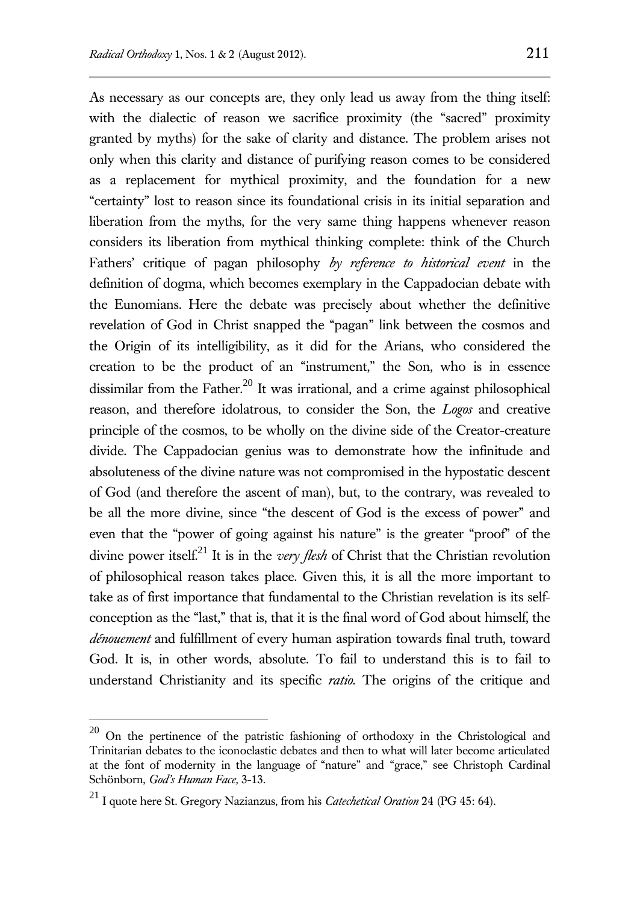As necessary as our concepts are, they only lead us away from the thing itself: with the dialectic of reason we sacrifice proximity (the "sacred" proximity granted by myths) for the sake of clarity and distance. The problem arises not only when this clarity and distance of purifying reason comes to be considered as a replacement for mythical proximity, and the foundation for a new "certainty" lost to reason since its foundational crisis in its initial separation and liberation from the myths, for the very same thing happens whenever reason considers its liberation from mythical thinking complete: think of the Church Fathers' critique of pagan philosophy *by reference to historical event* in the definition of dogma, which becomes exemplary in the Cappadocian debate with the Eunomians. Here the debate was precisely about whether the definitive revelation of God in Christ snapped the "pagan" link between the cosmos and the Origin of its intelligibility, as it did for the Arians, who considered the creation to be the product of an "instrument," the Son, who is in essence dissimilar from the Father.[20] It was irrational, and a crime against philosophical reason, and therefore idolatrous, to consider the Son, the *Logos* and creative principle of the cosmos, to be wholly on the divine side of the Creator-creature divide. The Cappadocian genius was to demonstrate how the infinitude and absoluteness of the divine nature was not compromised in the hypostatic descent of God (and therefore the ascent of man), but, to the contrary, was revealed to be all the more divine, since "the descent of God is the excess of power" and even that the "power of going against his nature" is the greater "proof" of the divine power itself.[21] It is in the *very flesh* of Christ that the Christian revolution of philosophical reason takes place. Given this, it is all the more important to take as of first importance that fundamental to the Christian revelation is its self-conception as the "last," that is, that it is the final word of God about himself, the *dénouement* and fulfillment of every human aspiration towards final truth, toward God. It is, in other words, absolute. To fail to understand this is to fail to understand Christianity and its specific *ratio*. The origins of the critique and

---

[20] On the pertinence of the patristic fashioning of orthodoxy in the Christological and Trinitarian debates to the iconoclastic debates and then to what will later become articulated at the font of modernity in the language of "nature" and "grace," see Christoph Cardinal Schönborn, *God's Human Face,* 3-13.

[21] I quote here St. Gregory Nazianzus, from his *Catechetical Oration* 24 (PG 45: 64).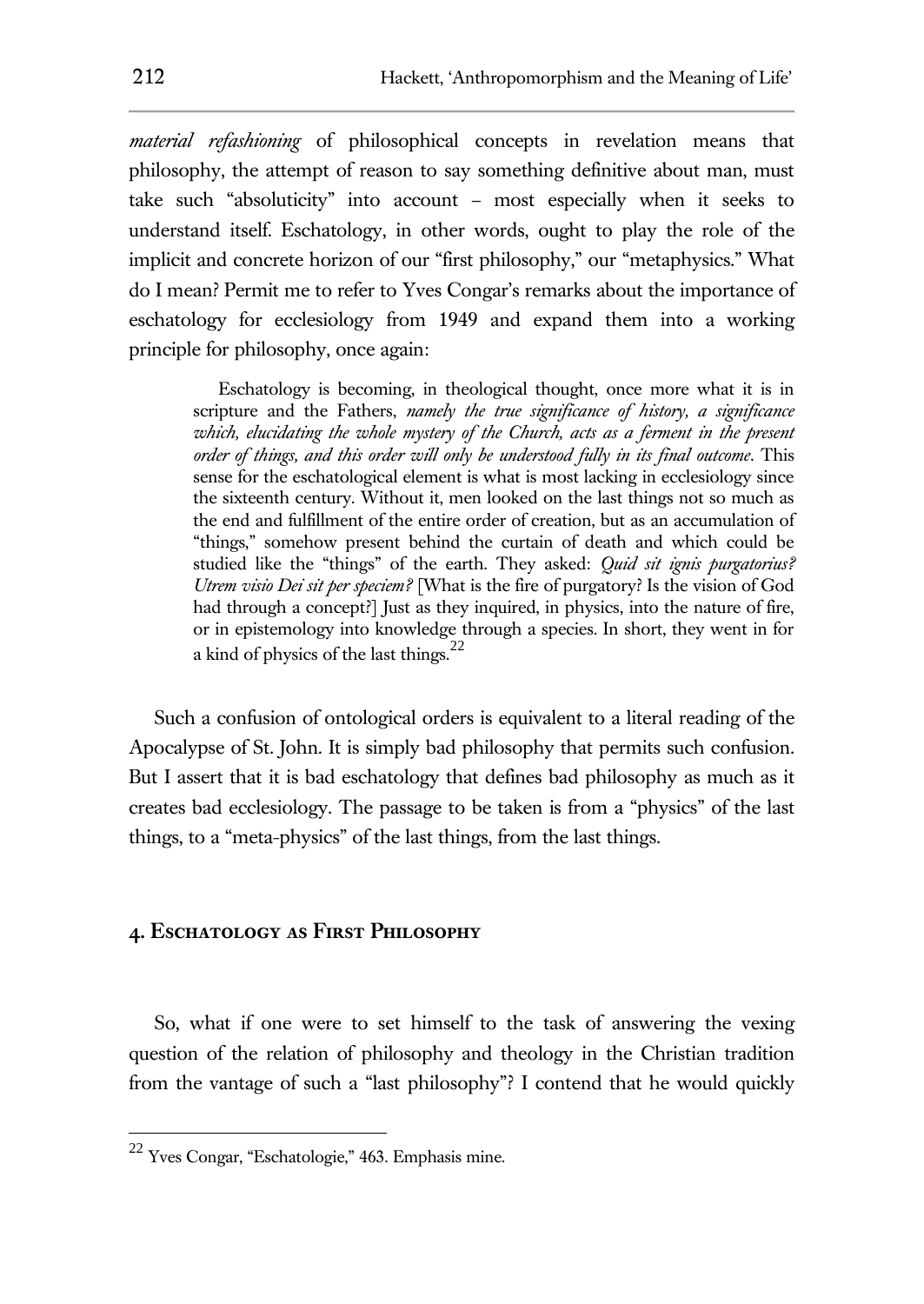*material refashioning* of philosophical concepts in revelation means that philosophy, the attempt of reason to say something definitive about man, must take such "absoluticity" into account – most especially when it seeks to understand itself. Eschatology, in other words, ought to play the role of the implicit and concrete horizon of our "first philosophy," our "metaphysics." What do I mean? Permit me to refer to Yves Congar's remarks about the importance of eschatology for ecclesiology from 1949 and expand them into a working principle for philosophy, once again:

> Eschatology is becoming, in theological thought, once more what it is in scripture and the Fathers, *namely the true significance of history, a significance which, elucidating the whole mystery of the Church, acts as a ferment in the present order of things, and this order will only be understood fully in its final outcome*. This sense for the eschatological element is what is most lacking in ecclesiology since the sixteenth century. Without it, men looked on the last things not so much as the end and fulfillment of the entire order of creation, but as an accumulation of "things," somehow present behind the curtain of death and which could be studied like the "things" of the earth. They asked: *Quid sit ignis purgatorius? Utrem visio Dei sit per speciem?* [What is the fire of purgatory? Is the vision of God had through a concept?] Just as they inquired, in physics, into the nature of fire, or in epistemology into knowledge through a species. In short, they went in for a kind of physics of the last things.[22]

Such a confusion of ontological orders is equivalent to a literal reading of the Apocalypse of St. John. It is simply bad philosophy that permits such confusion. But I assert that it is bad eschatology that defines bad philosophy as much as it creates bad ecclesiology. The passage to be taken is from a "physics" of the last things, to a "meta-physics" of the last things, from the last things.

## 4. Eschatology as First Philosophy

So, what if one were to set himself to the task of answering the vexing question of the relation of philosophy and theology in the Christian tradition from the vantage of such a "last philosophy"? I contend that he would quickly

---

[22] Yves Congar, "Eschatologie," 463. Emphasis mine.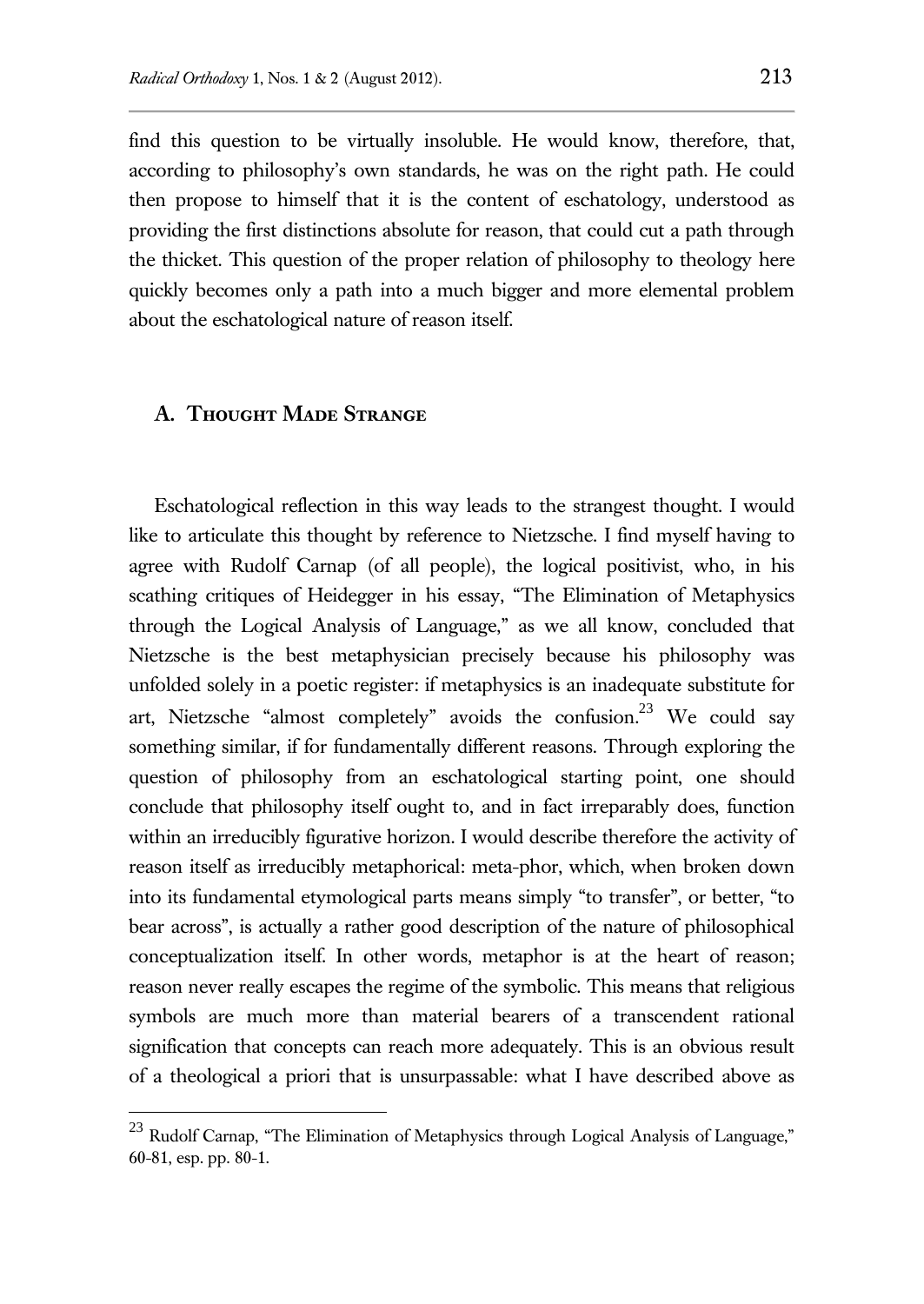find this question to be virtually insoluble. He would know, therefore, that, according to philosophy's own standards, he was on the right path. He could then propose to himself that it is the content of eschatology, understood as providing the first distinctions absolute for reason, that could cut a path through the thicket. This question of the proper relation of philosophy to theology here quickly becomes only a path into a much bigger and more elemental problem about the eschatological nature of reason itself.

## A. Thought Made Strange

Eschatological reflection in this way leads to the strangest thought. I would like to articulate this thought by reference to Nietzsche. I find myself having to agree with Rudolf Carnap (of all people), the logical positivist, who, in his scathing critiques of Heidegger in his essay, "The Elimination of Metaphysics through the Logical Analysis of Language," as we all know, concluded that Nietzsche is the best metaphysician precisely because his philosophy was unfolded solely in a poetic register: if metaphysics is an inadequate substitute for art, Nietzsche "almost completely" avoids the confusion.[23] We could say something similar, if for fundamentally different reasons. Through exploring the question of philosophy from an eschatological starting point, one should conclude that philosophy itself ought to, and in fact irreparably does, function within an irreducibly figurative horizon. I would describe therefore the activity of reason itself as irreducibly metaphorical: meta-phor, which, when broken down into its fundamental etymological parts means simply "to transfer", or better, "to bear across", is actually a rather good description of the nature of philosophical conceptualization itself. In other words, metaphor is at the heart of reason; reason never really escapes the regime of the symbolic. This means that religious symbols are much more than material bearers of a transcendent rational signification that concepts can reach more adequately. This is an obvious result of a theological a priori that is unsurpassable: what I have described above as

[23] Rudolf Carnap, "The Elimination of Metaphysics through Logical Analysis of Language," 60-81, esp. pp. 80-1.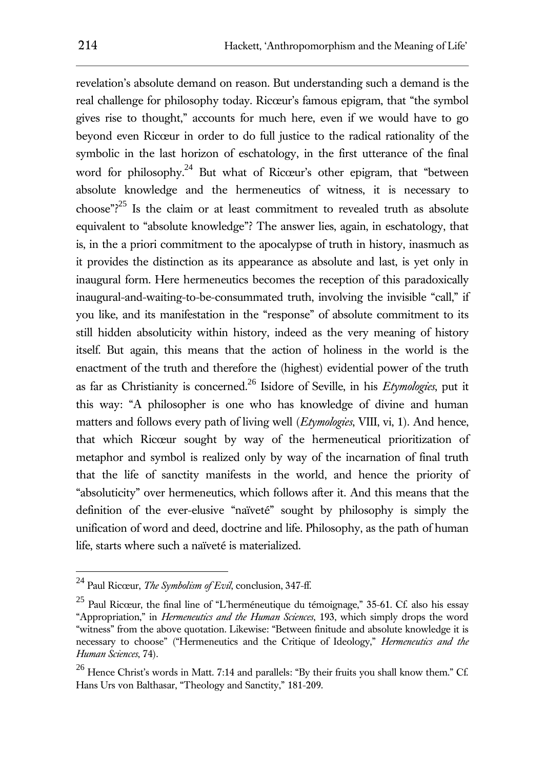revelation's absolute demand on reason. But understanding such a demand is the real challenge for philosophy today. Ricœur's famous epigram, that "the symbol gives rise to thought," accounts for much here, even if we would have to go beyond even Ricœur in order to do full justice to the radical rationality of the symbolic in the last horizon of eschatology, in the first utterance of the final word for philosophy.[24] But what of Ricœur's other epigram, that "between absolute knowledge and the hermeneutics of witness, it is necessary to choose"?[25] Is the claim or at least commitment to revealed truth as absolute equivalent to "absolute knowledge"? The answer lies, again, in eschatology, that is, in the a priori commitment to the apocalypse of truth in history, inasmuch as it provides the distinction as its appearance as absolute and last, is yet only in inaugural form. Here hermeneutics becomes the reception of this paradoxically inaugural-and-waiting-to-be-consummated truth, involving the invisible "call," if you like, and its manifestation in the "response" of absolute commitment to its still hidden absoluticity within history, indeed as the very meaning of history itself. But again, this means that the action of holiness in the world is the enactment of the truth and therefore the (highest) evidential power of the truth as far as Christianity is concerned.[26] Isidore of Seville, in his *Etymologies*, put it this way: "A philosopher is one who has knowledge of divine and human matters and follows every path of living well (*Etymologies*, VIII, vi, 1). And hence, that which Ricœur sought by way of the hermeneutical prioritization of metaphor and symbol is realized only by way of the incarnation of final truth that the life of sanctity manifests in the world, and hence the priority of "absoluticity" over hermeneutics, which follows after it. And this means that the definition of the ever-elusive "naïveté" sought by philosophy is simply the unification of word and deed, doctrine and life. Philosophy, as the path of human life, starts where such a naïveté is materialized.

---

[24] Paul Ricœur, *The Symbolism of Evil*, conclusion, 347-ff.

[25] Paul Ricœur, the final line of "L'herméneutique du témoignage," 35-61. Cf. also his essay "Appropriation," in *Hermeneutics and the Human Sciences*, 193, which simply drops the word "witness" from the above quotation. Likewise: "Between finitude and absolute knowledge it is necessary to choose" ("Hermeneutics and the Critique of Ideology," *Hermeneutics and the Human Sciences*, 74).

[26] Hence Christ's words in Matt. 7:14 and parallels: "By their fruits you shall know them." Cf. Hans Urs von Balthasar, "Theology and Sanctity," 181-209.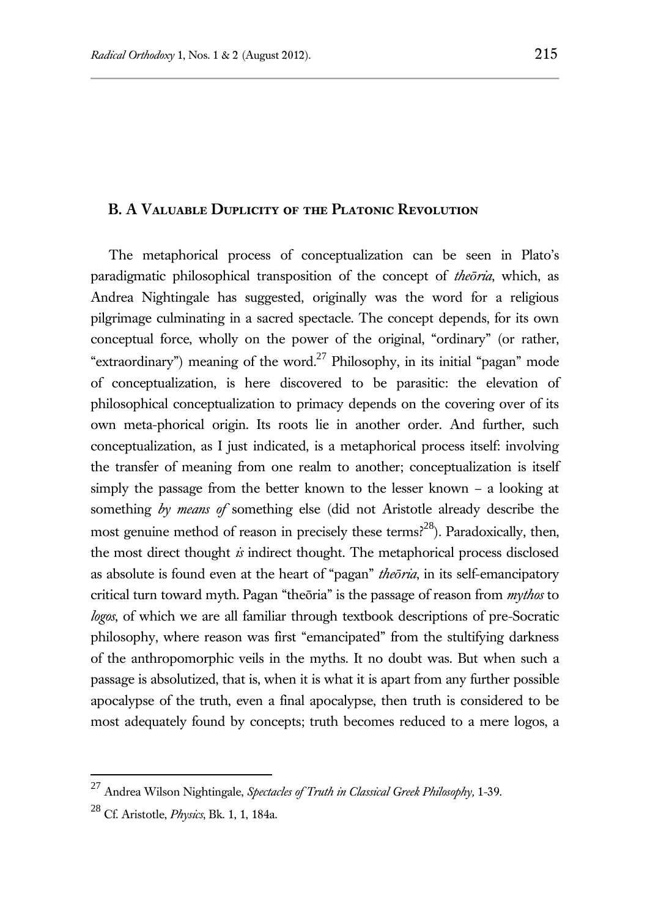## B. A Valuable Duplicity of the Platonic Revolution

The metaphorical process of conceptualization can be seen in Plato's paradigmatic philosophical transposition of the concept of *theōria*, which, as Andrea Nightingale has suggested, originally was the word for a religious pilgrimage culminating in a sacred spectacle. The concept depends, for its own conceptual force, wholly on the power of the original, "ordinary" (or rather, "extraordinary") meaning of the word.[27] Philosophy, in its initial "pagan" mode of conceptualization, is here discovered to be parasitic: the elevation of philosophical conceptualization to primacy depends on the covering over of its own meta-phorical origin. Its roots lie in another order. And further, such conceptualization, as I just indicated, is a metaphorical process itself: involving the transfer of meaning from one realm to another; conceptualization is itself simply the passage from the better known to the lesser known – a looking at something *by means of* something else (did not Aristotle already describe the most genuine method of reason in precisely these terms?[28]). Paradoxically, then, the most direct thought *is* indirect thought. The metaphorical process disclosed as absolute is found even at the heart of "pagan" *theōria*, in its self-emancipatory critical turn toward myth. Pagan "theōria" is the passage of reason from *mythos* to *logos*, of which we are all familiar through textbook descriptions of pre-Socratic philosophy, where reason was first "emancipated" from the stultifying darkness of the anthropomorphic veils in the myths. It no doubt was. But when such a passage is absolutized, that is, when it is what it is apart from any further possible apocalypse of the truth, even a final apocalypse, then truth is considered to be most adequately found by concepts; truth becomes reduced to a mere logos, a

---

[27] Andrea Wilson Nightingale, *Spectacles of Truth in Classical Greek Philosophy,* 1-39.

[28] Cf. Aristotle, *Physics*, Bk. 1, 1, 184a.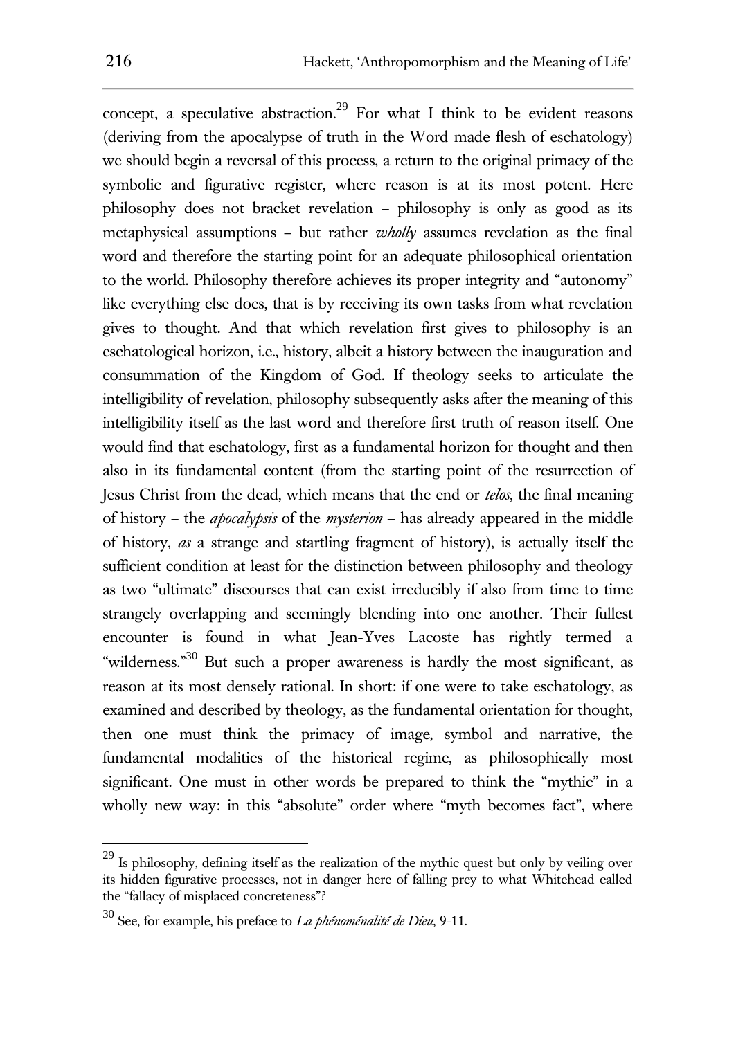concept, a speculative abstraction.[29] For what I think to be evident reasons (deriving from the apocalypse of truth in the Word made flesh of eschatology) we should begin a reversal of this process, a return to the original primacy of the symbolic and figurative register, where reason is at its most potent. Here philosophy does not bracket revelation – philosophy is only as good as its metaphysical assumptions – but rather *wholly* assumes revelation as the final word and therefore the starting point for an adequate philosophical orientation to the world. Philosophy therefore achieves its proper integrity and "autonomy" like everything else does, that is by receiving its own tasks from what revelation gives to thought. And that which revelation first gives to philosophy is an eschatological horizon, i.e., history, albeit a history between the inauguration and consummation of the Kingdom of God. If theology seeks to articulate the intelligibility of revelation, philosophy subsequently asks after the meaning of this intelligibility itself as the last word and therefore first truth of reason itself. One would find that eschatology, first as a fundamental horizon for thought and then also in its fundamental content (from the starting point of the resurrection of Jesus Christ from the dead, which means that the end or *telos*, the final meaning of history – the *apocalypsis* of the *mysterion* – has already appeared in the middle of history, *as* a strange and startling fragment of history), is actually itself the sufficient condition at least for the distinction between philosophy and theology as two "ultimate" discourses that can exist irreducibly if also from time to time strangely overlapping and seemingly blending into one another. Their fullest encounter is found in what Jean-Yves Lacoste has rightly termed a "wilderness."[30] But such a proper awareness is hardly the most significant, as reason at its most densely rational. In short: if one were to take eschatology, as examined and described by theology, as the fundamental orientation for thought, then one must think the primacy of image, symbol and narrative, the fundamental modalities of the historical regime, as philosophically most significant. One must in other words be prepared to think the "mythic" in a wholly new way: in this "absolute" order where "myth becomes fact", where

---

[29] Is philosophy, defining itself as the realization of the mythic quest but only by veiling over its hidden figurative processes, not in danger here of falling prey to what Whitehead called the "fallacy of misplaced concreteness"?

[30] See, for example, his preface to *La phénoménalité de Dieu*, 9-11.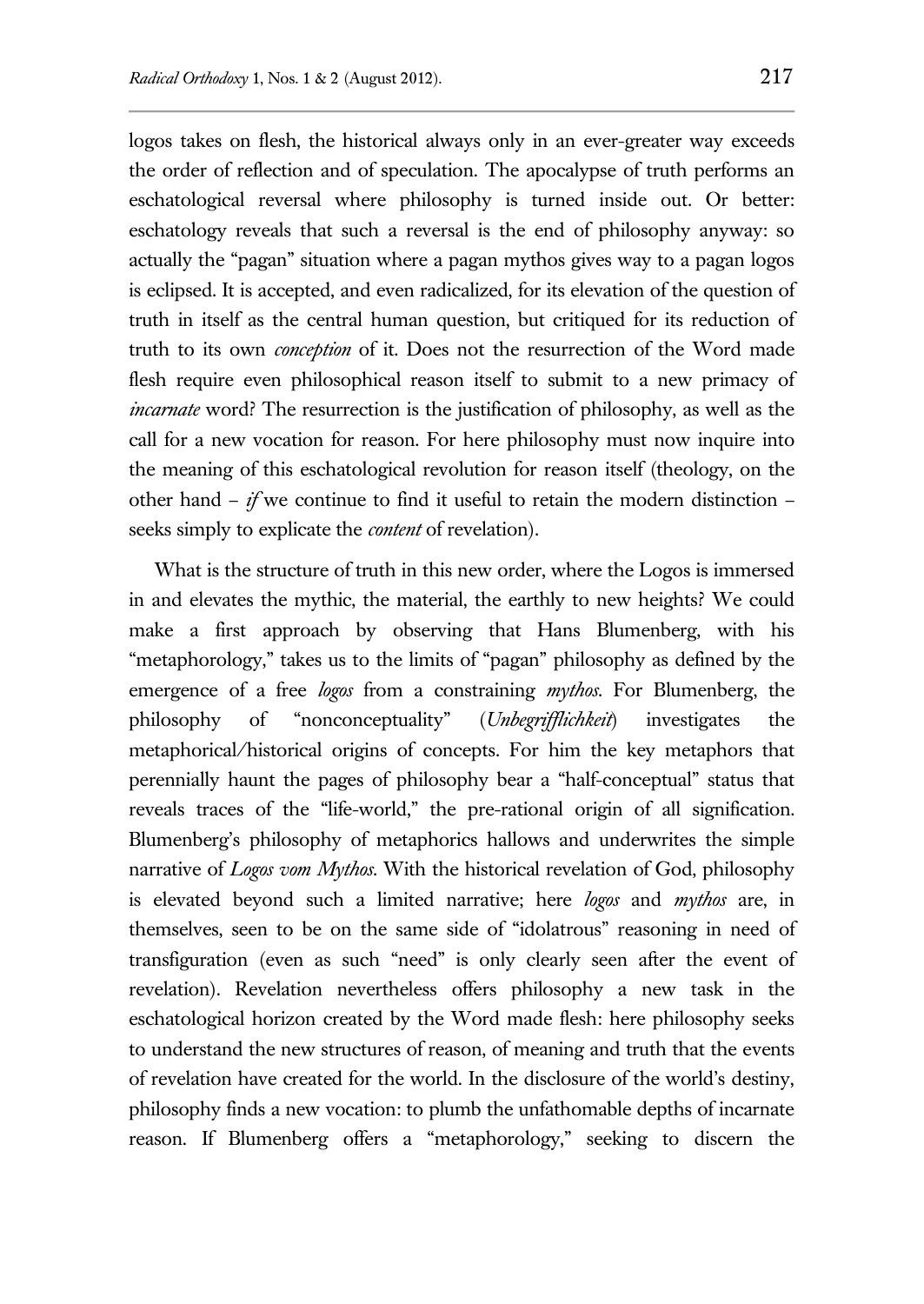logos takes on flesh, the historical always only in an ever-greater way exceeds the order of reflection and of speculation. The apocalypse of truth performs an eschatological reversal where philosophy is turned inside out. Or better: eschatology reveals that such a reversal is the end of philosophy anyway: so actually the "pagan" situation where a pagan mythos gives way to a pagan logos is eclipsed. It is accepted, and even radicalized, for its elevation of the question of truth in itself as the central human question, but critiqued for its reduction of truth to its own *conception* of it. Does not the resurrection of the Word made flesh require even philosophical reason itself to submit to a new primacy of *incarnate* word? The resurrection is the justification of philosophy, as well as the call for a new vocation for reason. For here philosophy must now inquire into the meaning of this eschatological revolution for reason itself (theology, on the other hand – *if* we continue to find it useful to retain the modern distinction – seeks simply to explicate the *content* of revelation).

What is the structure of truth in this new order, where the Logos is immersed in and elevates the mythic, the material, the earthly to new heights? We could make a first approach by observing that Hans Blumenberg, with his "metaphorology," takes us to the limits of "pagan" philosophy as defined by the emergence of a free *logos* from a constraining *mythos*. For Blumenberg, the philosophy of "nonconceptuality" (*Unbegrifflichkeit*) investigates the metaphorical/historical origins of concepts. For him the key metaphors that perennially haunt the pages of philosophy bear a "half-conceptual" status that reveals traces of the "life-world," the pre-rational origin of all signification. Blumenberg's philosophy of metaphorics hallows and underwrites the simple narrative of *Logos vom Mythos*. With the historical revelation of God, philosophy is elevated beyond such a limited narrative; here *logos* and *mythos* are, in themselves, seen to be on the same side of "idolatrous" reasoning in need of transfiguration (even as such "need" is only clearly seen after the event of revelation). Revelation nevertheless offers philosophy a new task in the eschatological horizon created by the Word made flesh: here philosophy seeks to understand the new structures of reason, of meaning and truth that the events of revelation have created for the world. In the disclosure of the world's destiny, philosophy finds a new vocation: to plumb the unfathomable depths of incarnate reason. If Blumenberg offers a "metaphorology," seeking to discern the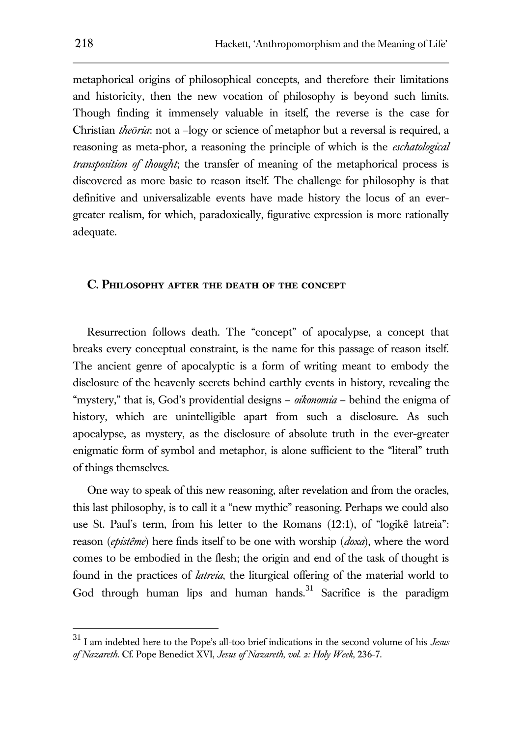metaphorical origins of philosophical concepts, and therefore their limitations and historicity, then the new vocation of philosophy is beyond such limits. Though finding it immensely valuable in itself, the reverse is the case for Christian *theōria*: not a –logy or science of metaphor but a reversal is required, a reasoning as meta-phor, a reasoning the principle of which is the *eschatological transposition of thought*; the transfer of meaning of the metaphorical process is discovered as more basic to reason itself. The challenge for philosophy is that definitive and universalizable events have made history the locus of an ever-greater realism, for which, paradoxically, figurative expression is more rationally adequate.

### C. Philosophy after the death of the concept

Resurrection follows death. The "concept" of apocalypse, a concept that breaks every conceptual constraint, is the name for this passage of reason itself. The ancient genre of apocalyptic is a form of writing meant to embody the disclosure of the heavenly secrets behind earthly events in history, revealing the "mystery," that is, God's providential designs – *oikonomia* – behind the enigma of history, which are unintelligible apart from such a disclosure. As such apocalypse, as mystery, as the disclosure of absolute truth in the ever-greater enigmatic form of symbol and metaphor, is alone sufficient to the "literal" truth of things themselves.

One way to speak of this new reasoning, after revelation and from the oracles, this last philosophy, is to call it a "new mythic" reasoning. Perhaps we could also use St. Paul's term, from his letter to the Romans (12:1), of "logikê latreia": reason (*epistême*) here finds itself to be one with worship (*doxa*), where the word comes to be embodied in the flesh; the origin and end of the task of thought is found in the practices of *latreia*, the liturgical offering of the material world to God through human lips and human hands.[31] Sacrifice is the paradigm

[31] I am indebted here to the Pope's all-too brief indications in the second volume of his *Jesus of Nazareth*. Cf. Pope Benedict XVI, *Jesus of Nazareth, vol. 2: Holy Week,* 236-7.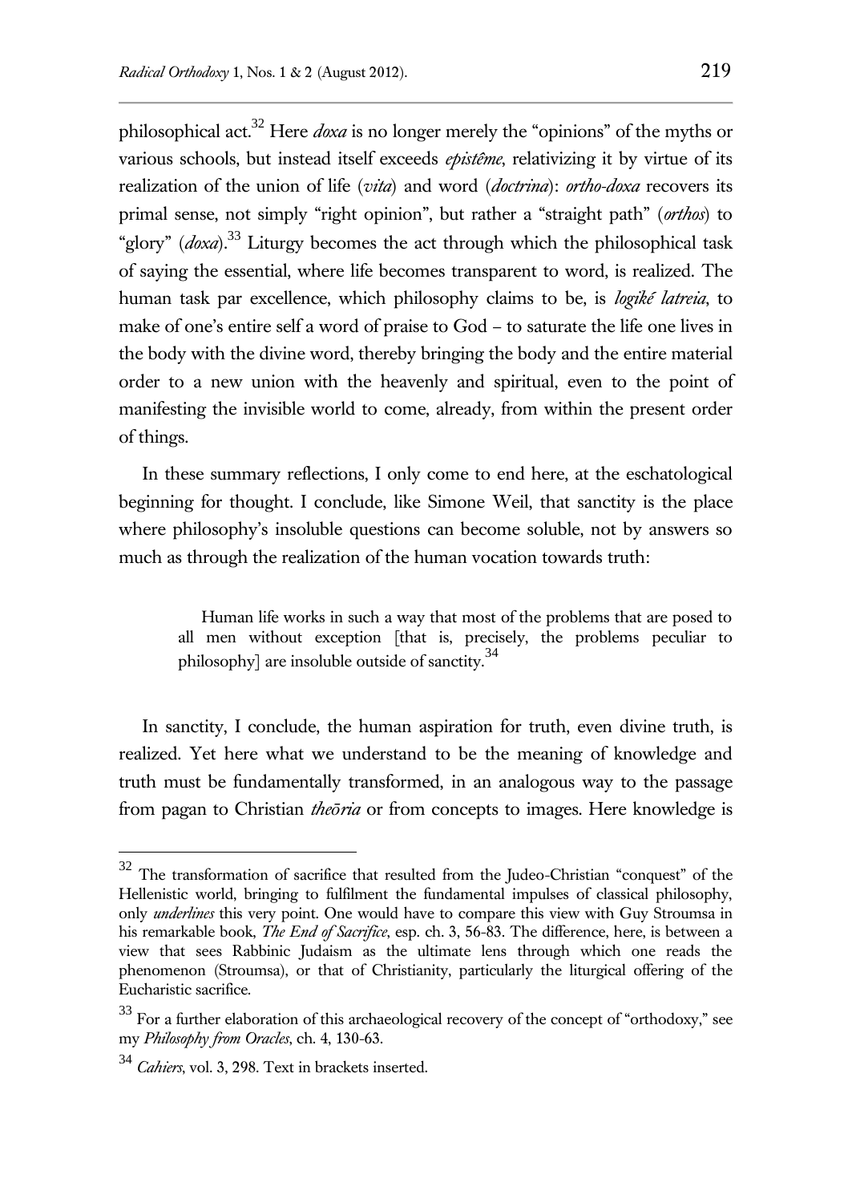philosophical act.[32] Here *doxa* is no longer merely the "opinions" of the myths or various schools, but instead itself exceeds *epistême*, relativizing it by virtue of its realization of the union of life (*vita*) and word (*doctrina*): *ortho-doxa* recovers its primal sense, not simply "right opinion", but rather a "straight path" (*orthos*) to "glory" (*doxa*).[33] Liturgy becomes the act through which the philosophical task of saying the essential, where life becomes transparent to word, is realized. The human task par excellence, which philosophy claims to be, is *logikḗ latreia*, to make of one's entire self a word of praise to God – to saturate the life one lives in the body with the divine word, thereby bringing the body and the entire material order to a new union with the heavenly and spiritual, even to the point of manifesting the invisible world to come, already, from within the present order of things.

In these summary reflections, I only come to end here, at the eschatological beginning for thought. I conclude, like Simone Weil, that sanctity is the place where philosophy's insoluble questions can become soluble, not by answers so much as through the realization of the human vocation towards truth:

> Human life works in such a way that most of the problems that are posed to all men without exception [that is, precisely, the problems peculiar to philosophy] are insoluble outside of sanctity.[34]

In sanctity, I conclude, the human aspiration for truth, even divine truth, is realized. Yet here what we understand to be the meaning of knowledge and truth must be fundamentally transformed, in an analogous way to the passage from pagan to Christian *theōria* or from concepts to images. Here knowledge is

---

[32] The transformation of sacrifice that resulted from the Judeo-Christian "conquest" of the Hellenistic world, bringing to fulfilment the fundamental impulses of classical philosophy, only *underlines* this very point. One would have to compare this view with Guy Stroumsa in his remarkable book, *The End of Sacrifice*, esp. ch. 3, 56-83. The difference, here, is between a view that sees Rabbinic Judaism as the ultimate lens through which one reads the phenomenon (Stroumsa), or that of Christianity, particularly the liturgical offering of the Eucharistic sacrifice.

[33] For a further elaboration of this archaeological recovery of the concept of "orthodoxy," see my *Philosophy from Oracles*, ch. 4, 130-63.

[34] *Cahiers*, vol. 3, 298. Text in brackets inserted.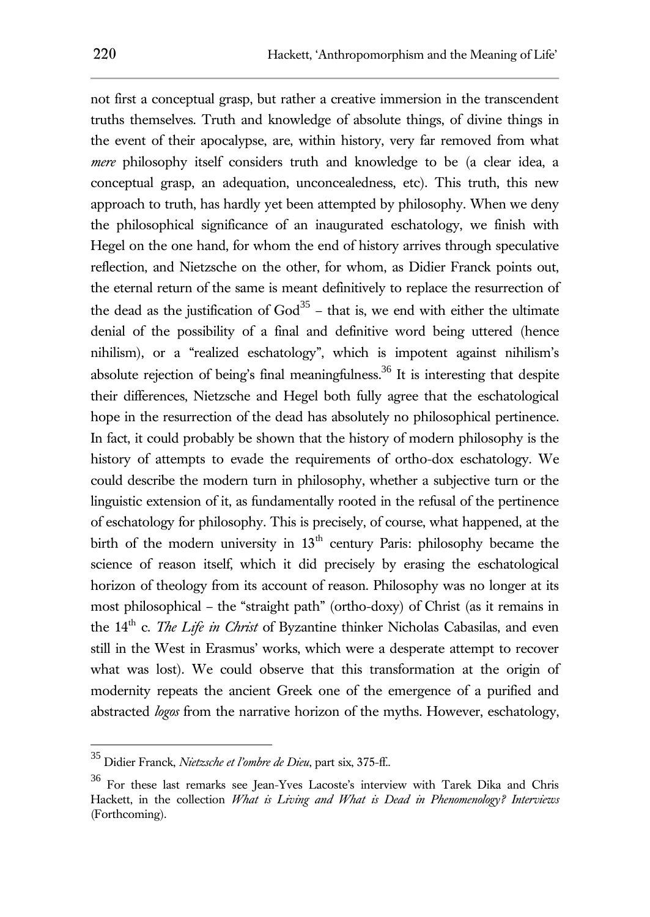not first a conceptual grasp, but rather a creative immersion in the transcendent truths themselves. Truth and knowledge of absolute things, of divine things in the event of their apocalypse, are, within history, very far removed from what *mere* philosophy itself considers truth and knowledge to be (a clear idea, a conceptual grasp, an adequation, unconcealedness, etc). This truth, this new approach to truth, has hardly yet been attempted by philosophy. When we deny the philosophical significance of an inaugurated eschatology, we finish with Hegel on the one hand, for whom the end of history arrives through speculative reflection, and Nietzsche on the other, for whom, as Didier Franck points out, the eternal return of the same is meant definitively to replace the resurrection of the dead as the justification of God[35] – that is, we end with either the ultimate denial of the possibility of a final and definitive word being uttered (hence nihilism), or a "realized eschatology", which is impotent against nihilism's absolute rejection of being's final meaningfulness.[36] It is interesting that despite their differences, Nietzsche and Hegel both fully agree that the eschatological hope in the resurrection of the dead has absolutely no philosophical pertinence. In fact, it could probably be shown that the history of modern philosophy is the history of attempts to evade the requirements of ortho-dox eschatology. We could describe the modern turn in philosophy, whether a subjective turn or the linguistic extension of it, as fundamentally rooted in the refusal of the pertinence of eschatology for philosophy. This is precisely, of course, what happened, at the birth of the modern university in 13th century Paris: philosophy became the science of reason itself, which it did precisely by erasing the eschatological horizon of theology from its account of reason. Philosophy was no longer at its most philosophical – the "straight path" (ortho-doxy) of Christ (as it remains in the 14th c. *The Life in Christ* of Byzantine thinker Nicholas Cabasilas, and even still in the West in Erasmus' works, which were a desperate attempt to recover what was lost). We could observe that this transformation at the origin of modernity repeats the ancient Greek one of the emergence of a purified and abstracted *logos* from the narrative horizon of the myths. However, eschatology,

---

[35] Didier Franck, *Nietzsche et l'ombre de Dieu*, part six, 375-ff..

[36] For these last remarks see Jean-Yves Lacoste's interview with Tarek Dika and Chris Hackett, in the collection *What is Living and What is Dead in Phenomenology? Interviews* (Forthcoming).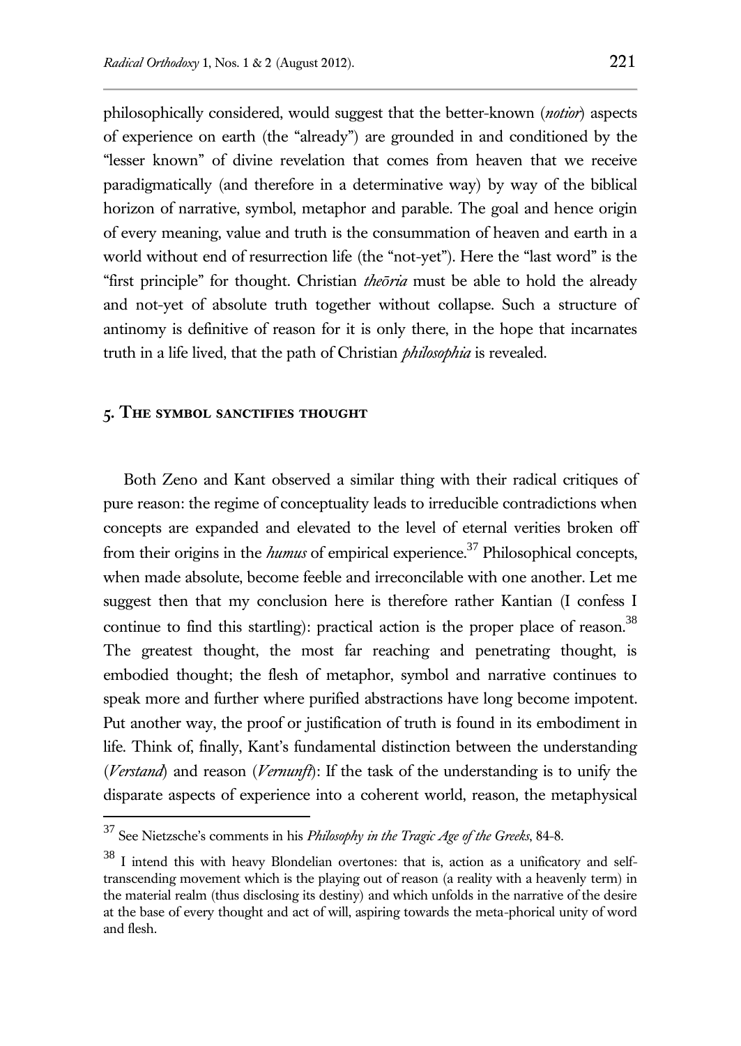philosophically considered, would suggest that the better-known (*notior*) aspects of experience on earth (the "already") are grounded in and conditioned by the "lesser known" of divine revelation that comes from heaven that we receive paradigmatically (and therefore in a determinative way) by way of the biblical horizon of narrative, symbol, metaphor and parable. The goal and hence origin of every meaning, value and truth is the consummation of heaven and earth in a world without end of resurrection life (the "not-yet"). Here the "last word" is the "first principle" for thought. Christian *theōria* must be able to hold the already and not-yet of absolute truth together without collapse. Such a structure of antinomy is definitive of reason for it is only there, in the hope that incarnates truth in a life lived, that the path of Christian *philosophia* is revealed.

## 5. The symbol sanctifies thought

Both Zeno and Kant observed a similar thing with their radical critiques of pure reason: the regime of conceptuality leads to irreducible contradictions when concepts are expanded and elevated to the level of eternal verities broken off from their origins in the *humus* of empirical experience.[37] Philosophical concepts, when made absolute, become feeble and irreconcilable with one another. Let me suggest then that my conclusion here is therefore rather Kantian (I confess I continue to find this startling): practical action is the proper place of reason.[38] The greatest thought, the most far reaching and penetrating thought, is embodied thought; the flesh of metaphor, symbol and narrative continues to speak more and further where purified abstractions have long become impotent. Put another way, the proof or justification of truth is found in its embodiment in life. Think of, finally, Kant's fundamental distinction between the understanding (*Verstand*) and reason (*Vernunft*): If the task of the understanding is to unify the disparate aspects of experience into a coherent world, reason, the metaphysical

---

[37] See Nietzsche's comments in his *Philosophy in the Tragic Age of the Greeks*, 84-8.

[38] I intend this with heavy Blondelian overtones: that is, action as a unificatory and self-transcending movement which is the playing out of reason (a reality with a heavenly term) in the material realm (thus disclosing its destiny) and which unfolds in the narrative of the desire at the base of every thought and act of will, aspiring towards the meta-phorical unity of word and flesh.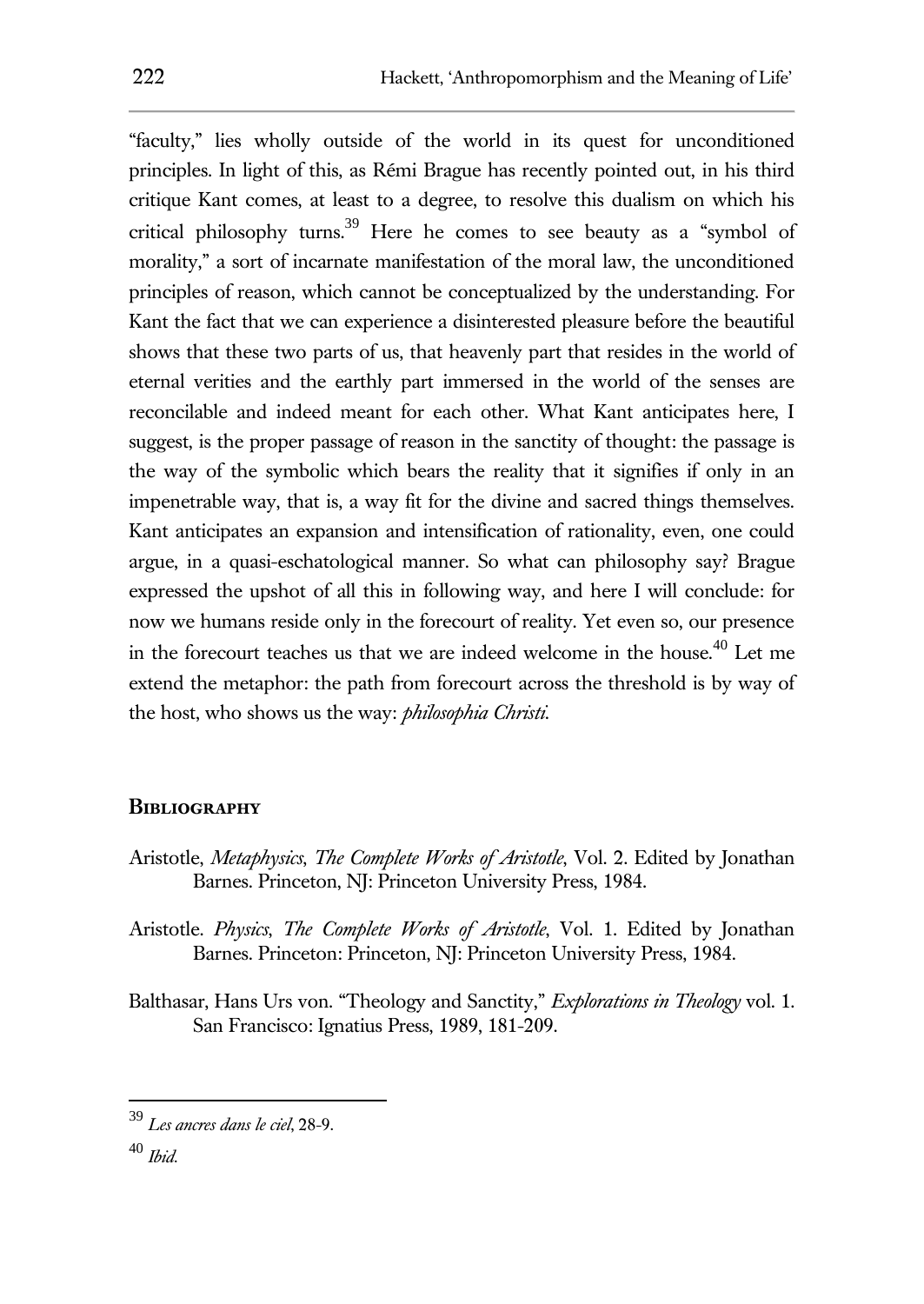"faculty," lies wholly outside of the world in its quest for unconditioned principles. In light of this, as Rémi Brague has recently pointed out, in his third critique Kant comes, at least to a degree, to resolve this dualism on which his critical philosophy turns.[39] Here he comes to see beauty as a "symbol of morality," a sort of incarnate manifestation of the moral law, the unconditioned principles of reason, which cannot be conceptualized by the understanding. For Kant the fact that we can experience a disinterested pleasure before the beautiful shows that these two parts of us, that heavenly part that resides in the world of eternal verities and the earthly part immersed in the world of the senses are reconcilable and indeed meant for each other. What Kant anticipates here, I suggest, is the proper passage of reason in the sanctity of thought: the passage is the way of the symbolic which bears the reality that it signifies if only in an impenetrable way, that is, a way fit for the divine and sacred things themselves. Kant anticipates an expansion and intensification of rationality, even, one could argue, in a quasi-eschatological manner. So what can philosophy say? Brague expressed the upshot of all this in following way, and here I will conclude: for now we humans reside only in the forecourt of reality. Yet even so, our presence in the forecourt teaches us that we are indeed welcome in the house.[40] Let me extend the metaphor: the path from forecourt across the threshold is by way of the host, who shows us the way: *philosophia Christi*.

## Bibliography

Aristotle, *Metaphysics*, *The Complete Works of Aristotle*, Vol. 2. Edited by Jonathan Barnes. Princeton, NJ: Princeton University Press, 1984.

Aristotle. *Physics*, *The Complete Works of Aristotle*, Vol. 1. Edited by Jonathan Barnes. Princeton: Princeton, NJ: Princeton University Press, 1984.

Balthasar, Hans Urs von. "Theology and Sanctity," *Explorations in Theology* vol. 1. San Francisco: Ignatius Press, 1989, 181-209.

---

[39] *Les ancres dans le ciel*, 28-9.

[40] *Ibid.*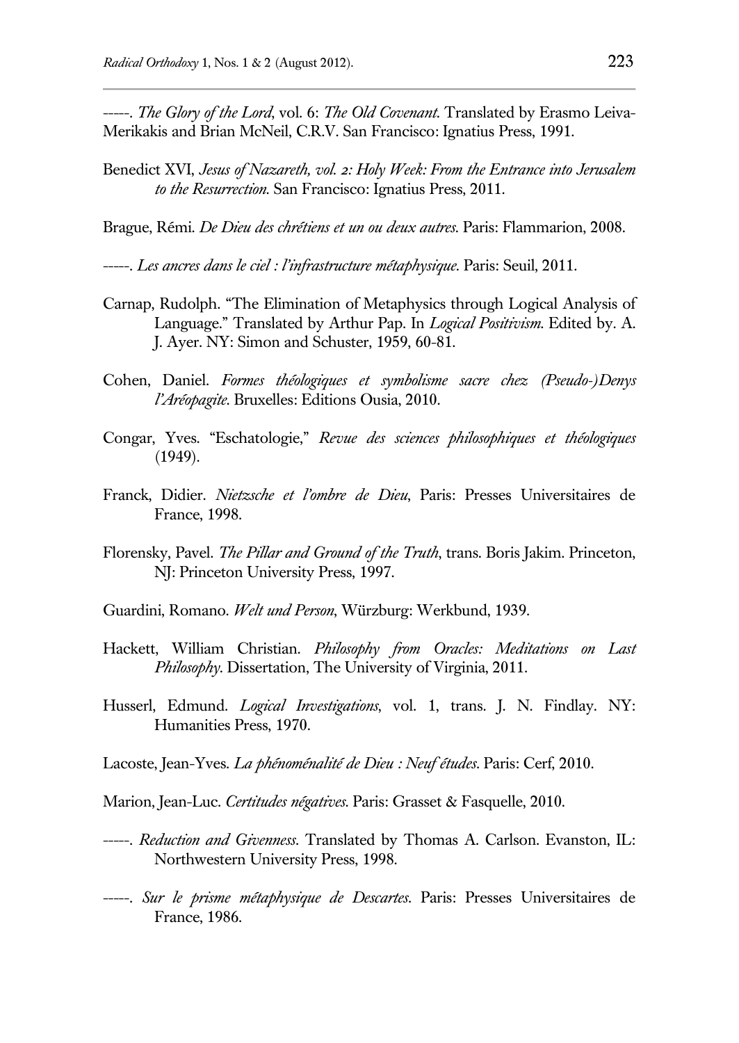-----. *The Glory of the Lord*, vol. 6: *The Old Covenant*. Translated by Erasmo Leiva-Merikakis and Brian McNeil, C.R.V. San Francisco: Ignatius Press, 1991.

Benedict XVI, *Jesus of Nazareth, vol. 2: Holy Week: From the Entrance into Jerusalem to the Resurrection*. San Francisco: Ignatius Press, 2011.

Brague, Rémi. *De Dieu des chrétiens et un ou deux autres*. Paris: Flammarion, 2008.

-----. *Les ancres dans le ciel : l'infrastructure métaphysique*. Paris: Seuil, 2011.

Carnap, Rudolph. "The Elimination of Metaphysics through Logical Analysis of Language." Translated by Arthur Pap. In *Logical Positivism*. Edited by. A. J. Ayer. NY: Simon and Schuster, 1959, 60-81.

Cohen, Daniel. *Formes théologiques et symbolisme sacre chez (Pseudo-)Denys l'Aréopagite*. Bruxelles: Editions Ousia, 2010.

Congar, Yves. "Eschatologie," *Revue des sciences philosophiques et théologiques* (1949).

Franck, Didier. *Nietzsche et l'ombre de Dieu*, Paris: Presses Universitaires de France, 1998.

Florensky, Pavel. *The Pillar and Ground of the Truth*, trans. Boris Jakim. Princeton, NJ: Princeton University Press, 1997.

Guardini, Romano. *Welt und Person*, Würzburg: Werkbund, 1939.

Hackett, William Christian. *Philosophy from Oracles: Meditations on Last Philosophy*. Dissertation, The University of Virginia, 2011.

Husserl, Edmund. *Logical Investigations*, vol. 1, trans. J. N. Findlay. NY: Humanities Press, 1970.

Lacoste, Jean-Yves. *La phénoménalité de Dieu : Neuf études*. Paris: Cerf, 2010.

Marion, Jean-Luc. *Certitudes négatives*. Paris: Grasset & Fasquelle, 2010.

-----. *Reduction and Givenness*. Translated by Thomas A. Carlson. Evanston, IL: Northwestern University Press, 1998.

-----. *Sur le prisme métaphysique de Descartes*. Paris: Presses Universitaires de France, 1986.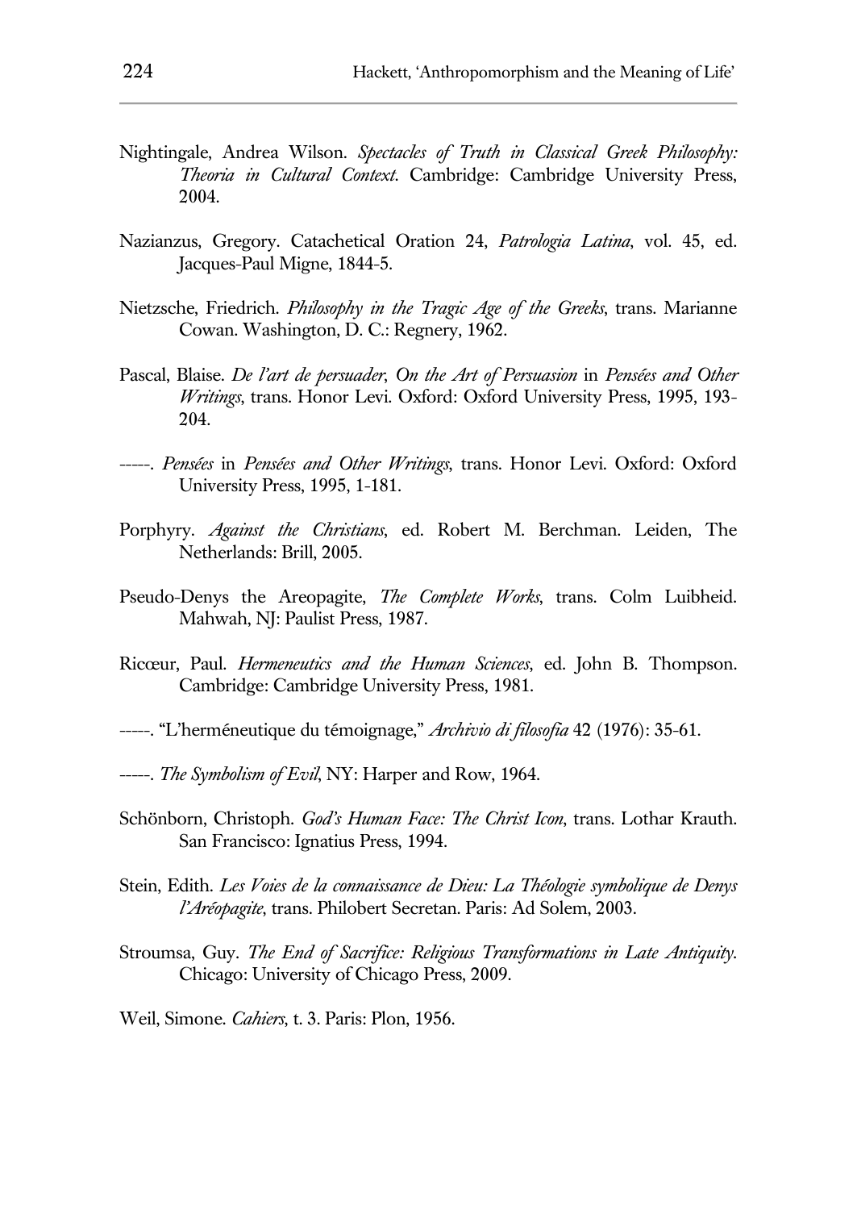Nightingale, Andrea Wilson. *Spectacles of Truth in Classical Greek Philosophy: Theoria in Cultural Context*. Cambridge: Cambridge University Press, 2004.

Nazianzus, Gregory. Catachetical Oration 24, *Patrologia Latina*, vol. 45, ed. Jacques-Paul Migne, 1844-5.

Nietzsche, Friedrich. *Philosophy in the Tragic Age of the Greeks*, trans. Marianne Cowan. Washington, D. C.: Regnery, 1962.

Pascal, Blaise. *De l'art de persuader*, *On the Art of Persuasion* in *Pensées and Other Writings*, trans. Honor Levi. Oxford: Oxford University Press, 1995, 193-204.

-----. *Pensées* in *Pensées and Other Writings*, trans. Honor Levi. Oxford: Oxford University Press, 1995, 1-181.

Porphyry. *Against the Christians*, ed. Robert M. Berchman. Leiden, The Netherlands: Brill, 2005.

Pseudo-Denys the Areopagite, *The Complete Works*, trans. Colm Luibheid. Mahwah, NJ: Paulist Press, 1987.

Ricœur, Paul. *Hermeneutics and the Human Sciences*, ed. John B. Thompson. Cambridge: Cambridge University Press, 1981.

-----. "L'herméneutique du témoignage," *Archivio di filosofia* 42 (1976): 35-61.

-----. *The Symbolism of Evil*, NY: Harper and Row, 1964.

Schönborn, Christoph. *God's Human Face: The Christ Icon*, trans. Lothar Krauth. San Francisco: Ignatius Press, 1994.

Stein, Edith. *Les Voies de la connaissance de Dieu: La Théologie symbolique de Denys l'Aréopagite*, trans. Philobert Secretan. Paris: Ad Solem, 2003.

Stroumsa, Guy. *The End of Sacrifice: Religious Transformations in Late Antiquity*. Chicago: University of Chicago Press, 2009.

Weil, Simone. *Cahiers*, t. 3. Paris: Plon, 1956.